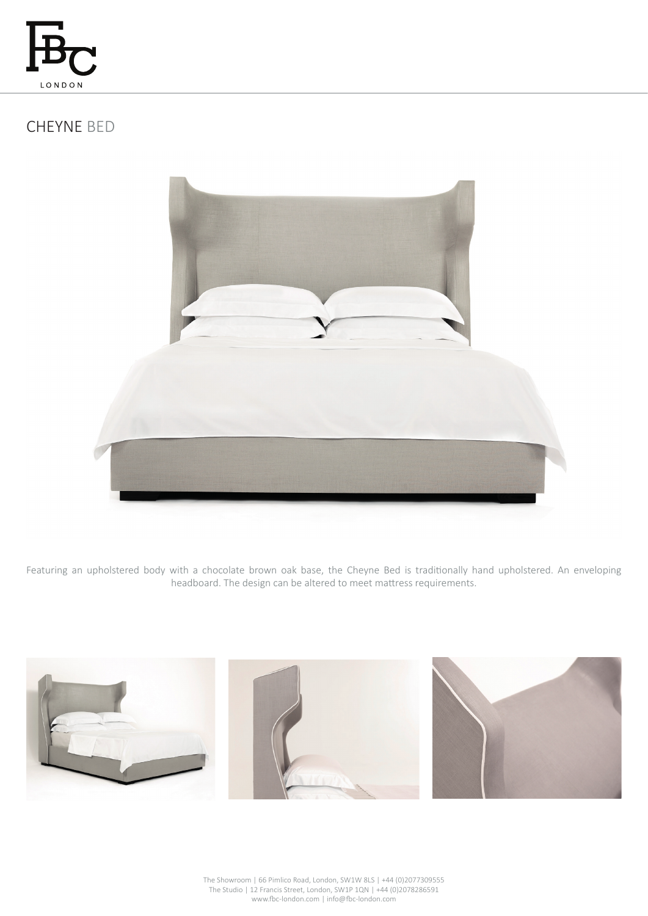# CHEYNE BED

Featuring an upholstered body with a chocolate brown oak base, the Cheyne Bed is traditionally hand upholstered. An enveloping headboard. The design can be altered to meet mattress requirements.

The Showroom | 66 Pimlico Road, London, SW1W 8LS | +44 (0)2077309555
The Studio | 12 Francis Street, London, SW1P 1QN | +44 (0)2078286591
www.fbc-london.com | info@fbc-london.com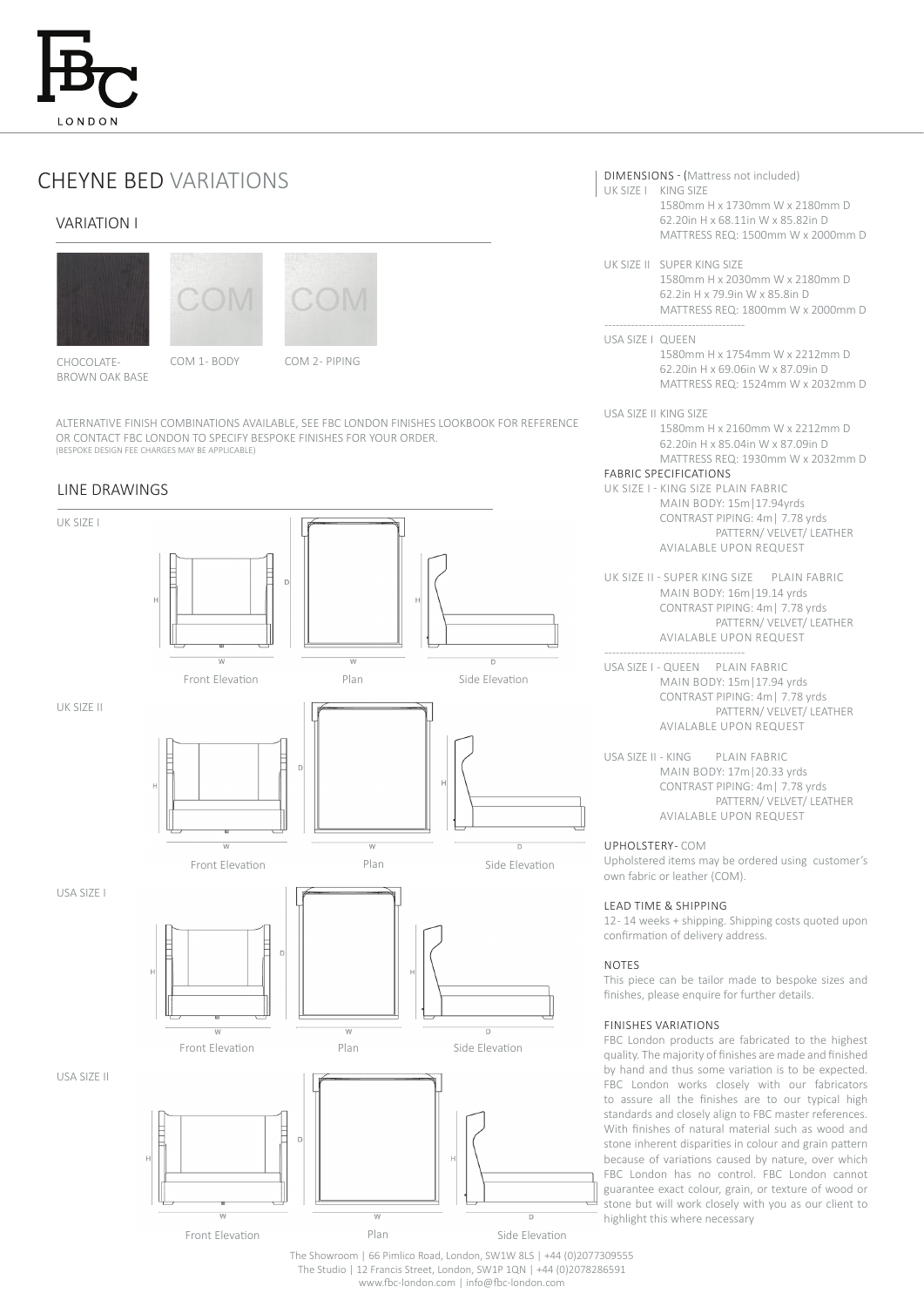# CHEYNE BED VARIATIONS

## VARIATION I

CHOCOLATE-BROWN OAK BASE

COM 1- BODY

COM 2- PIPING

ALTERNATIVE FINISH COMBINATIONS AVAILABLE, SEE FBC LONDON FINISHES LOOKBOOK FOR REFERENCE OR CONTACT FBC LONDON TO SPECIFY BESPOKE FINISHES FOR YOUR ORDER.
(BESPOKE DESIGN FEE CHARGES MAY BE APPLICABLE)

## LINE DRAWINGS

UK SIZE I

Front Elevation — Plan — Side Elevation

UK SIZE II

Front Elevation — Plan — Side Elevation

USA SIZE I

Front Elevation — Plan — Side Elevation

USA SIZE II

Front Elevation — Plan — Side Elevation

### DIMENSIONS - (Mattress not included)

UK SIZE I KING SIZE
1580mm H x 1730mm W x 2180mm D
62.20in H x 68.11in W x 85.82in D
MATTRESS REQ: 1500mm W x 2000mm D

UK SIZE II SUPER KING SIZE
1580mm H x 2030mm W x 2180mm D
62.2in H x 79.9in W x 85.8in D
MATTRESS REQ: 1800mm W x 2000mm D

USA SIZE I QUEEN
1580mm H x 1754mm W x 2212mm D
62.20in H x 69.06in W x 87.09in D
MATTRESS REQ: 1524mm W x 2032mm D

USA SIZE II KING SIZE
1580mm H x 2160mm W x 2212mm D
62.20in H x 85.04in W x 87.09in D
MATTRESS REQ: 1930mm W x 2032mm D

### FABRIC SPECIFICATIONS

UK SIZE I - KING SIZE PLAIN FABRIC
MAIN BODY: 15m|17.94yrds
CONTRAST PIPING: 4m| 7.78 yrds
PATTERN/ VELVET/ LEATHER
AVIALABLE UPON REQUEST

UK SIZE II - SUPER KING SIZE PLAIN FABRIC
MAIN BODY: 16m|19.14 yrds
CONTRAST PIPING: 4m| 7.78 yrds
PATTERN/ VELVET/ LEATHER
AVIALABLE UPON REQUEST

USA SIZE I - QUEEN PLAIN FABRIC
MAIN BODY: 15m|17.94 yrds
CONTRAST PIPING: 4m| 7.78 yrds
PATTERN/ VELVET/ LEATHER
AVIALABLE UPON REQUEST

USA SIZE II - KING PLAIN FABRIC
MAIN BODY: 17m|20.33 yrds
CONTRAST PIPING: 4m| 7.78 yrds
PATTERN/ VELVET/ LEATHER
AVIALABLE UPON REQUEST

### UPHOLSTERY- COM

Upholstered items may be ordered using customer's own fabric or leather (COM).

### LEAD TIME & SHIPPING

12- 14 weeks + shipping. Shipping costs quoted upon confirmation of delivery address.

### NOTES

This piece can be tailor made to bespoke sizes and finishes, please enquire for further details.

### FINISHES VARIATIONS

FBC London products are fabricated to the highest quality. The majority of finishes are made and finished by hand and thus some variation is to be expected. FBC London works closely with our fabricators to assure all the finishes are to our typical high standards and closely align to FBC master references. With finishes of natural material such as wood and stone inherent disparities in colour and grain pattern because of variations caused by nature, over which FBC London has no control. FBC London cannot guarantee exact colour, grain, or texture of wood or stone but will work closely with you as our client to highlight this where necessary

The Showroom | 66 Pimlico Road, London, SW1W 8LS | +44 (0)2077309555
The Studio | 12 Francis Street, London, SW1P 1QN | +44 (0)2078286591
www.fbc-london.com | info@fbc-london.com